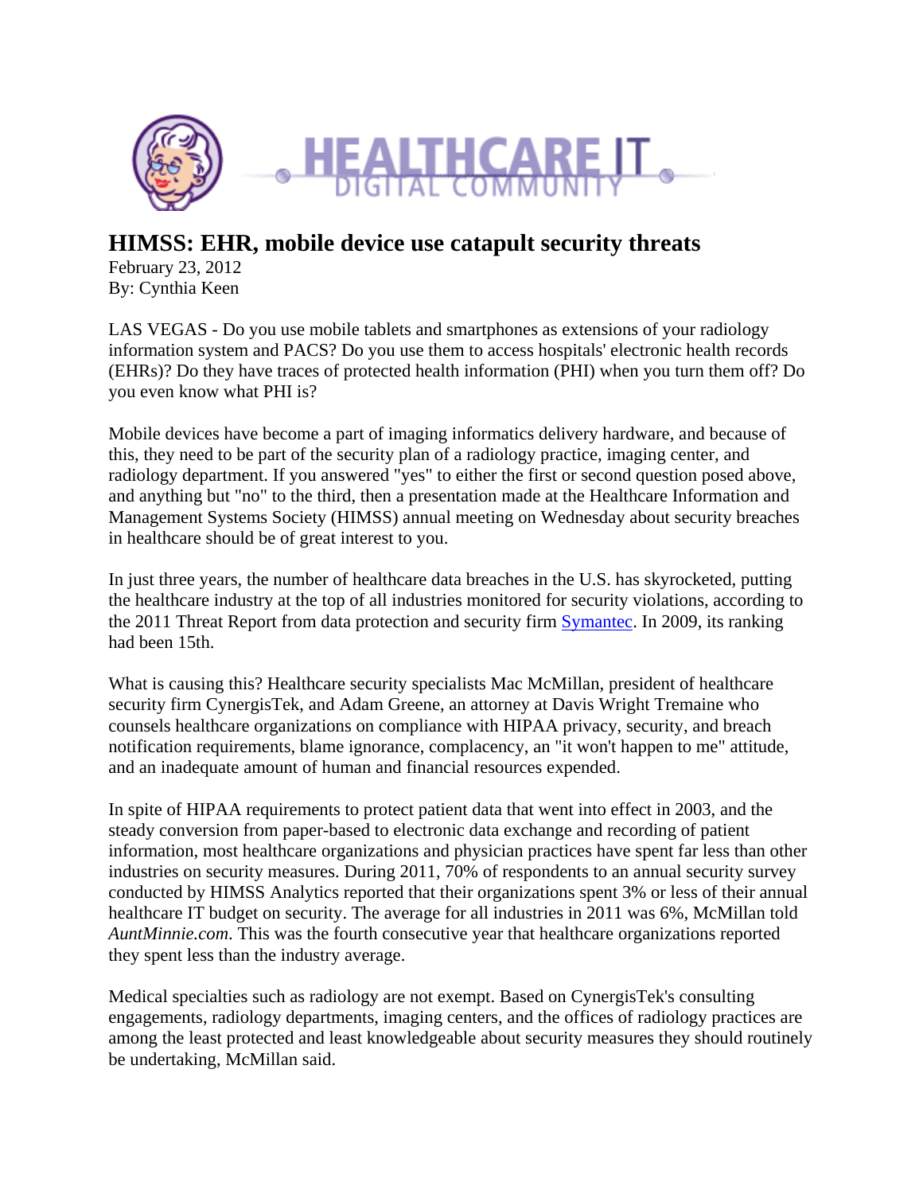# HIMSS: EHR, mobile device use catapult security threats

February 23, 2012
By: Cynthia Keen

LAS VEGAS - Do you use mobile tablets and smartphones as extensions of your radiology information system and PACS? Do you use them to access hospitals' electronic health records (EHRs)? Do they have traces of protected health information (PHI) when you turn them off? Do you even know what PHI is?

Mobile devices have become a part of imaging informatics delivery hardware, and because of this, they need to be part of the security plan of a radiology practice, imaging center, and radiology department. If you answered "yes" to either the first or second question posed above, and anything but "no" to the third, then a presentation made at the Healthcare Information and Management Systems Society (HIMSS) annual meeting on Wednesday about security breaches in healthcare should be of great interest to you.

In just three years, the number of healthcare data breaches in the U.S. has skyrocketed, putting the healthcare industry at the top of all industries monitored for security violations, according to the 2011 Threat Report from data protection and security firm Symantec. In 2009, its ranking had been 15th.

What is causing this? Healthcare security specialists Mac McMillan, president of healthcare security firm CynergisTek, and Adam Greene, an attorney at Davis Wright Tremaine who counsels healthcare organizations on compliance with HIPAA privacy, security, and breach notification requirements, blame ignorance, complacency, an "it won't happen to me" attitude, and an inadequate amount of human and financial resources expended.

In spite of HIPAA requirements to protect patient data that went into effect in 2003, and the steady conversion from paper-based to electronic data exchange and recording of patient information, most healthcare organizations and physician practices have spent far less than other industries on security measures. During 2011, 70% of respondents to an annual security survey conducted by HIMSS Analytics reported that their organizations spent 3% or less of their annual healthcare IT budget on security. The average for all industries in 2011 was 6%, McMillan told *AuntMinnie.com*. This was the fourth consecutive year that healthcare organizations reported they spent less than the industry average.

Medical specialties such as radiology are not exempt. Based on CynergisTek's consulting engagements, radiology departments, imaging centers, and the offices of radiology practices are among the least protected and least knowledgeable about security measures they should routinely be undertaking, McMillan said.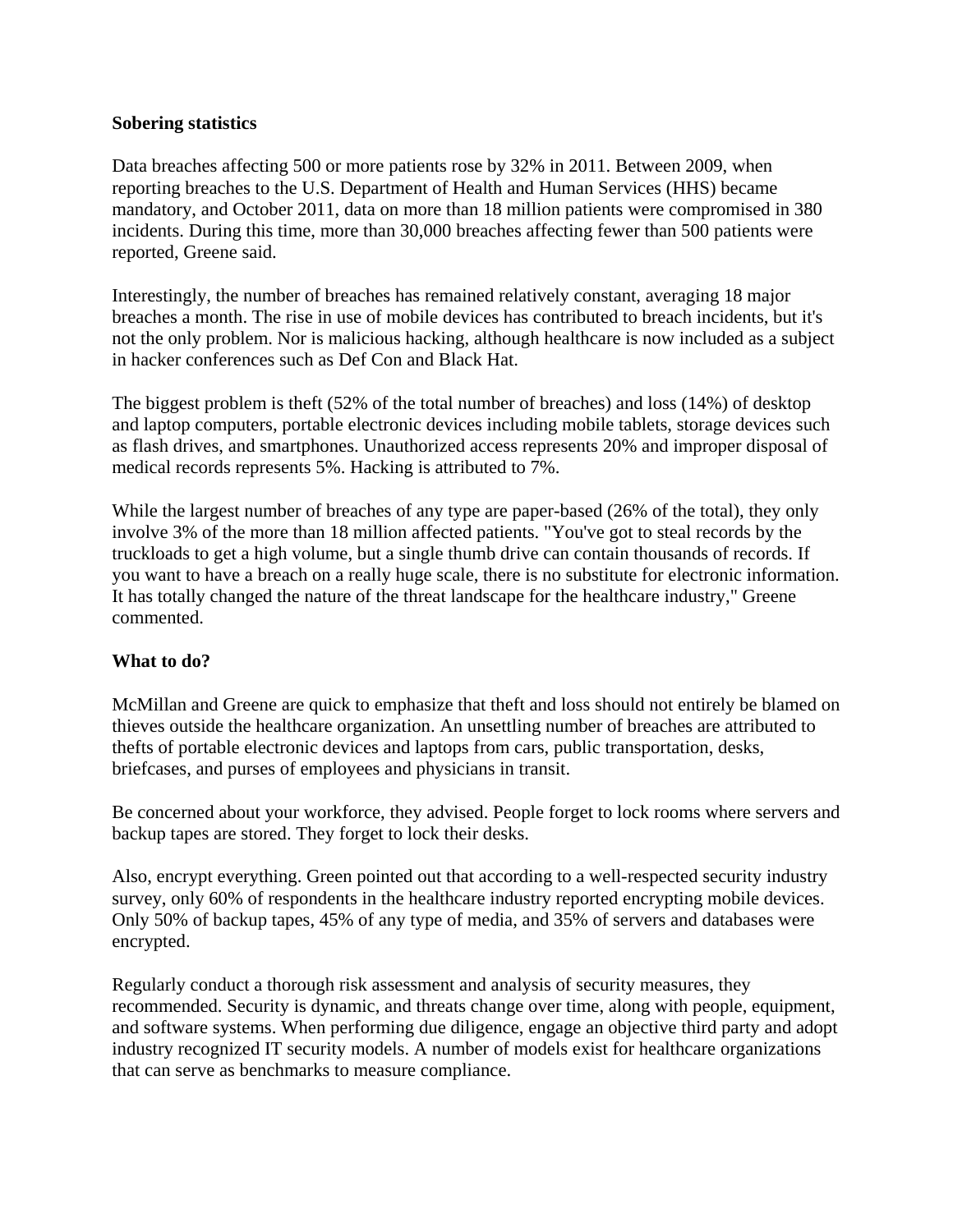**Sobering statistics**

Data breaches affecting 500 or more patients rose by 32% in 2011. Between 2009, when reporting breaches to the U.S. Department of Health and Human Services (HHS) became mandatory, and October 2011, data on more than 18 million patients were compromised in 380 incidents. During this time, more than 30,000 breaches affecting fewer than 500 patients were reported, Greene said.

Interestingly, the number of breaches has remained relatively constant, averaging 18 major breaches a month. The rise in use of mobile devices has contributed to breach incidents, but it's not the only problem. Nor is malicious hacking, although healthcare is now included as a subject in hacker conferences such as Def Con and Black Hat.

The biggest problem is theft (52% of the total number of breaches) and loss (14%) of desktop and laptop computers, portable electronic devices including mobile tablets, storage devices such as flash drives, and smartphones. Unauthorized access represents 20% and improper disposal of medical records represents 5%. Hacking is attributed to 7%.

While the largest number of breaches of any type are paper-based (26% of the total), they only involve 3% of the more than 18 million affected patients. "You've got to steal records by the truckloads to get a high volume, but a single thumb drive can contain thousands of records. If you want to have a breach on a really huge scale, there is no substitute for electronic information. It has totally changed the nature of the threat landscape for the healthcare industry," Greene commented.

**What to do?**

McMillan and Greene are quick to emphasize that theft and loss should not entirely be blamed on thieves outside the healthcare organization. An unsettling number of breaches are attributed to thefts of portable electronic devices and laptops from cars, public transportation, desks, briefcases, and purses of employees and physicians in transit.

Be concerned about your workforce, they advised. People forget to lock rooms where servers and backup tapes are stored. They forget to lock their desks.

Also, encrypt everything. Green pointed out that according to a well-respected security industry survey, only 60% of respondents in the healthcare industry reported encrypting mobile devices. Only 50% of backup tapes, 45% of any type of media, and 35% of servers and databases were encrypted.

Regularly conduct a thorough risk assessment and analysis of security measures, they recommended. Security is dynamic, and threats change over time, along with people, equipment, and software systems. When performing due diligence, engage an objective third party and adopt industry recognized IT security models. A number of models exist for healthcare organizations that can serve as benchmarks to measure compliance.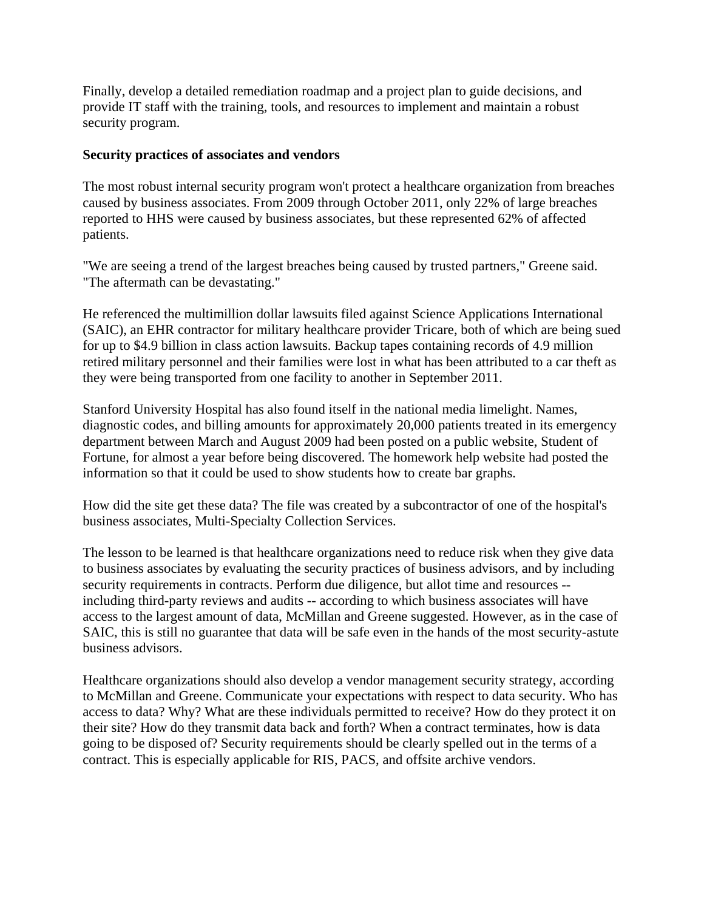Finally, develop a detailed remediation roadmap and a project plan to guide decisions, and provide IT staff with the training, tools, and resources to implement and maintain a robust security program.

**Security practices of associates and vendors**

The most robust internal security program won't protect a healthcare organization from breaches caused by business associates. From 2009 through October 2011, only 22% of large breaches reported to HHS were caused by business associates, but these represented 62% of affected patients.

"We are seeing a trend of the largest breaches being caused by trusted partners," Greene said. "The aftermath can be devastating."

He referenced the multimillion dollar lawsuits filed against Science Applications International (SAIC), an EHR contractor for military healthcare provider Tricare, both of which are being sued for up to $4.9 billion in class action lawsuits. Backup tapes containing records of 4.9 million retired military personnel and their families were lost in what has been attributed to a car theft as they were being transported from one facility to another in September 2011.

Stanford University Hospital has also found itself in the national media limelight. Names, diagnostic codes, and billing amounts for approximately 20,000 patients treated in its emergency department between March and August 2009 had been posted on a public website, Student of Fortune, for almost a year before being discovered. The homework help website had posted the information so that it could be used to show students how to create bar graphs.

How did the site get these data? The file was created by a subcontractor of one of the hospital's business associates, Multi-Specialty Collection Services.

The lesson to be learned is that healthcare organizations need to reduce risk when they give data to business associates by evaluating the security practices of business advisors, and by including security requirements in contracts. Perform due diligence, but allot time and resources -- including third-party reviews and audits -- according to which business associates will have access to the largest amount of data, McMillan and Greene suggested. However, as in the case of SAIC, this is still no guarantee that data will be safe even in the hands of the most security-astute business advisors.

Healthcare organizations should also develop a vendor management security strategy, according to McMillan and Greene. Communicate your expectations with respect to data security. Who has access to data? Why? What are these individuals permitted to receive? How do they protect it on their site? How do they transmit data back and forth? When a contract terminates, how is data going to be disposed of? Security requirements should be clearly spelled out in the terms of a contract. This is especially applicable for RIS, PACS, and offsite archive vendors.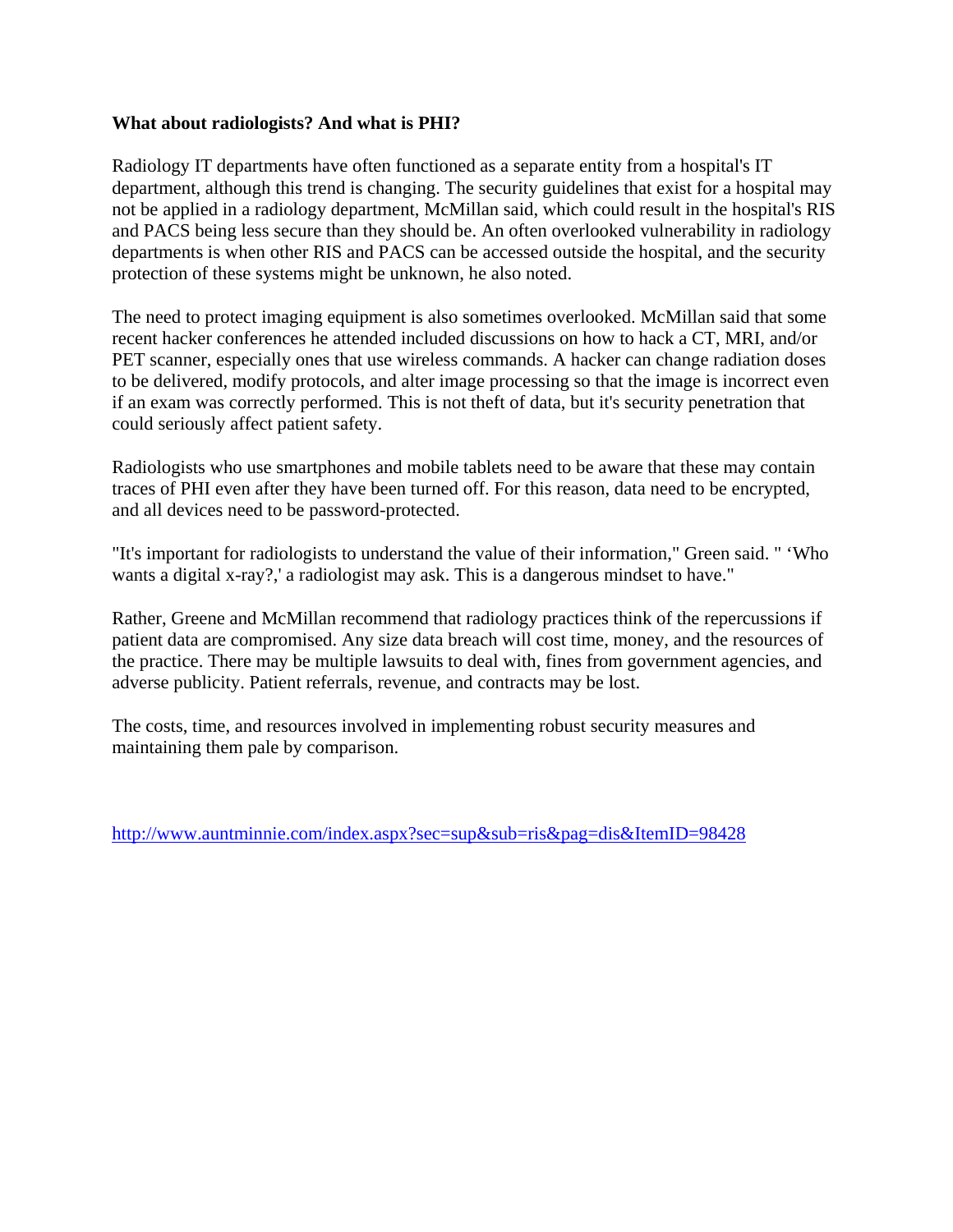**What about radiologists? And what is PHI?**

Radiology IT departments have often functioned as a separate entity from a hospital's IT department, although this trend is changing. The security guidelines that exist for a hospital may not be applied in a radiology department, McMillan said, which could result in the hospital's RIS and PACS being less secure than they should be. An often overlooked vulnerability in radiology departments is when other RIS and PACS can be accessed outside the hospital, and the security protection of these systems might be unknown, he also noted.

The need to protect imaging equipment is also sometimes overlooked. McMillan said that some recent hacker conferences he attended included discussions on how to hack a CT, MRI, and/or PET scanner, especially ones that use wireless commands. A hacker can change radiation doses to be delivered, modify protocols, and alter image processing so that the image is incorrect even if an exam was correctly performed. This is not theft of data, but it's security penetration that could seriously affect patient safety.

Radiologists who use smartphones and mobile tablets need to be aware that these may contain traces of PHI even after they have been turned off. For this reason, data need to be encrypted, and all devices need to be password-protected.

"It's important for radiologists to understand the value of their information," Green said. " 'Who wants a digital x-ray?,' a radiologist may ask. This is a dangerous mindset to have."

Rather, Greene and McMillan recommend that radiology practices think of the repercussions if patient data are compromised. Any size data breach will cost time, money, and the resources of the practice. There may be multiple lawsuits to deal with, fines from government agencies, and adverse publicity. Patient referrals, revenue, and contracts may be lost.

The costs, time, and resources involved in implementing robust security measures and maintaining them pale by comparison.

http://www.auntminnie.com/index.aspx?sec=sup&sub=ris&pag=dis&ItemID=98428